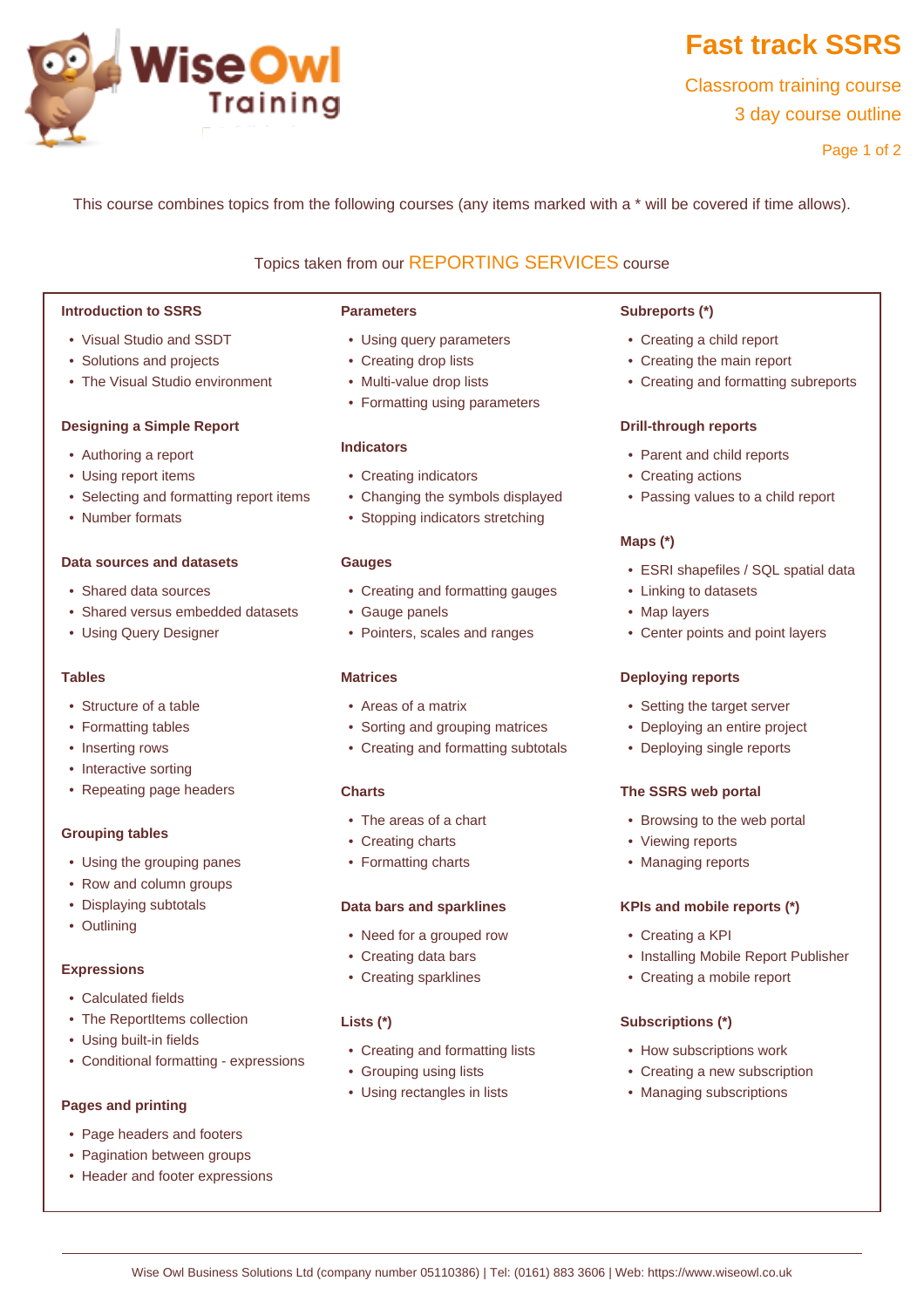# Fast track SSRS

Classroom training course

3 day course outline

This course combines topics from the following courses (any items marked with a * will be covered if time allows).

## Topics taken from our REPORTING SERVICES course

### Introduction to SSRS

- Visual Studio and SSDT
- Solutions and projects
- The Visual Studio environment

### Designing a Simple Report

- Authoring a report
- Using report items
- Selecting and formatting report items
- Number formats

### Data sources and datasets

- Shared data sources
- Shared versus embedded datasets
- Using Query Designer

### Tables

- Structure of a table
- Formatting tables
- Inserting rows
- Interactive sorting
- Repeating page headers

### Grouping tables

- Using the grouping panes
- Row and column groups
- Displaying subtotals
- Outlining

### Expressions

- Calculated fields
- The ReportItems collection
- Using built-in fields
- Conditional formatting - expressions

### Pages and printing

- Page headers and footers
- Pagination between groups
- Header and footer expressions

### Parameters

- Using query parameters
- Creating drop lists
- Multi-value drop lists
- Formatting using parameters

### Indicators

- Creating indicators
- Changing the symbols displayed
- Stopping indicators stretching

### Gauges

- Creating and formatting gauges
- Gauge panels
- Pointers, scales and ranges

### Matrices

- Areas of a matrix
- Sorting and grouping matrices
- Creating and formatting subtotals

### Charts

- The areas of a chart
- Creating charts
- Formatting charts

### Data bars and sparklines

- Need for a grouped row
- Creating data bars
- Creating sparklines

### Lists (*)

- Creating and formatting lists
- Grouping using lists
- Using rectangles in lists

### Subreports (*)

- Creating a child report
- Creating the main report
- Creating and formatting subreports

### Drill-through reports

- Parent and child reports
- Creating actions
- Passing values to a child report

### Maps (*)

- ESRI shapefiles / SQL spatial data
- Linking to datasets
- Map layers
- Center points and point layers

### Deploying reports

- Setting the target server
- Deploying an entire project
- Deploying single reports

### The SSRS web portal

- Browsing to the web portal
- Viewing reports
- Managing reports

### KPIs and mobile reports (*)

- Creating a KPI
- Installing Mobile Report Publisher
- Creating a mobile report

### Subscriptions (*)

- How subscriptions work
- Creating a new subscription
- Managing subscriptions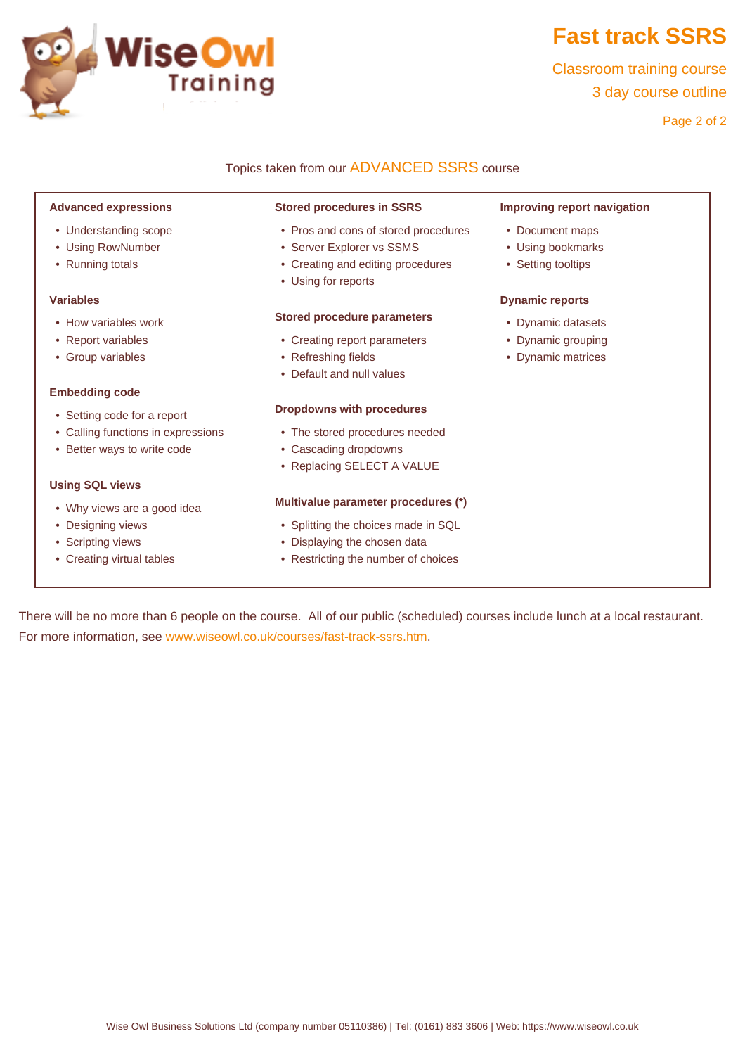Topics taken from our ADVANCED SSRS course

### Advanced expressions

- Understanding scope
- Using RowNumber
- Running totals

### Variables

- How variables work
- Report variables
- Group variables

### Embedding code

- Setting code for a report
- Calling functions in expressions
- Better ways to write code

### Using SQL views

- Why views are a good idea
- Designing views
- Scripting views
- Creating virtual tables

### Stored procedures in SSRS

- Pros and cons of stored procedures
- Server Explorer vs SSMS
- Creating and editing procedures
- Using for reports

### Stored procedure parameters

- Creating report parameters
- Refreshing fields
- Default and null values

### Dropdowns with procedures

- The stored procedures needed
- Cascading dropdowns
- Replacing SELECT A VALUE

### Multivalue parameter procedures (*)

- Splitting the choices made in SQL
- Displaying the chosen data
- Restricting the number of choices

### Improving report navigation

- Document maps
- Using bookmarks
- Setting tooltips

### Dynamic reports

- Dynamic datasets
- Dynamic grouping
- Dynamic matrices

There will be no more than 6 people on the course. All of our public (scheduled) courses include lunch at a local restaurant. For more information, see www.wiseowl.co.uk/courses/fast-track-ssrs.htm.